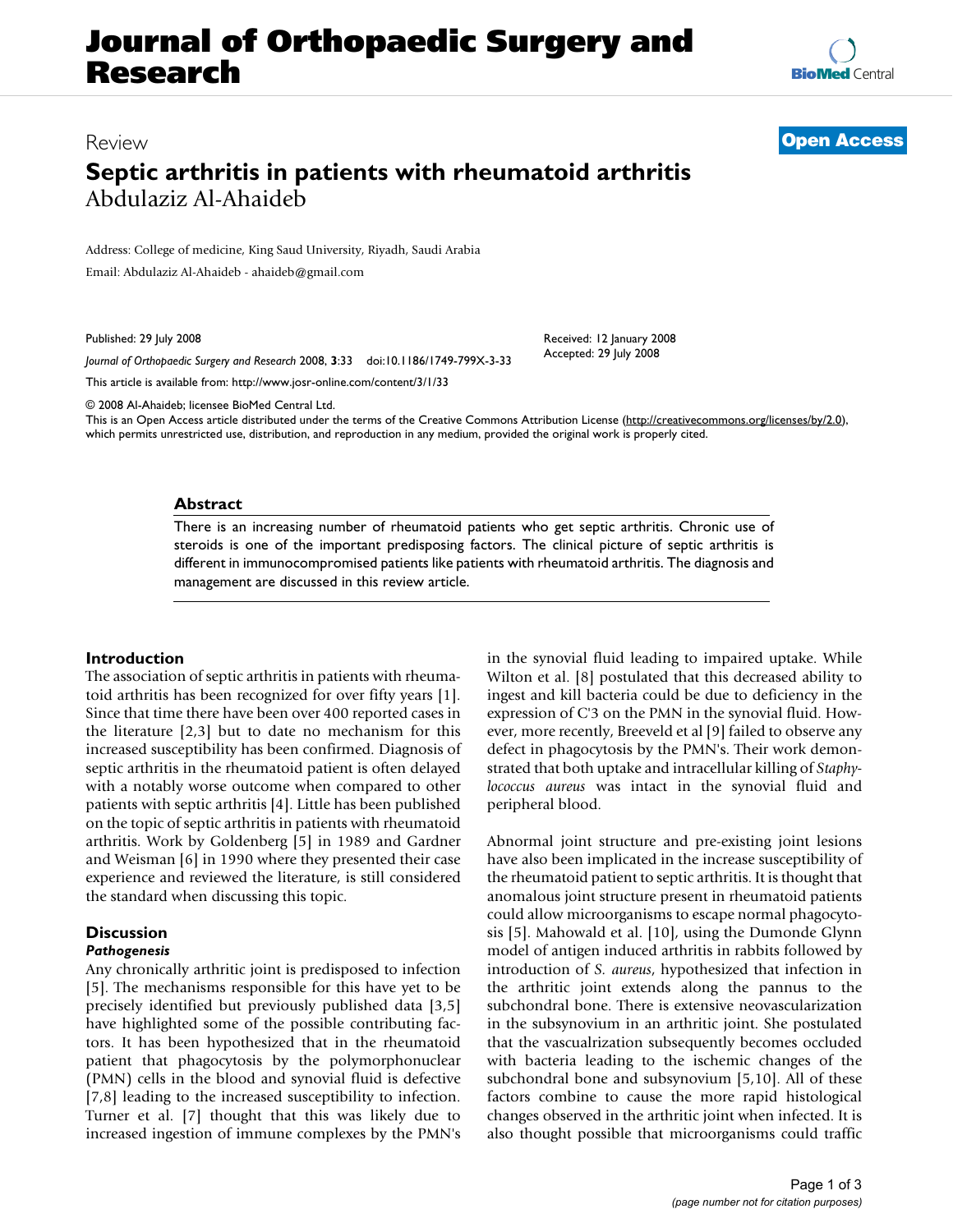# Journal of Orthopaedic Surgery and Research

Review

**Open Access**

# Septic arthritis in patients with rheumatoid arthritis

Abdulaziz Al-Ahaideb

Address: College of medicine, King Saud University, Riyadh, Saudi Arabia

Email: Abdulaziz Al-Ahaideb - ahaideb@gmail.com

Published: 29 July 2008

*Journal of Orthopaedic Surgery and Research* 2008, **3**:33 doi:10.1186/1749-799X-3-33

Received: 12 January 2008
Accepted: 29 July 2008

This article is available from: http://www.josr-online.com/content/3/1/33

© 2008 Al-Ahaideb; licensee BioMed Central Ltd.
This is an Open Access article distributed under the terms of the Creative Commons Attribution License (http://creativecommons.org/licenses/by/2.0), which permits unrestricted use, distribution, and reproduction in any medium, provided the original work is properly cited.

## Abstract

There is an increasing number of rheumatoid patients who get septic arthritis. Chronic use of steroids is one of the important predisposing factors. The clinical picture of septic arthritis is different in immunocompromised patients like patients with rheumatoid arthritis. The diagnosis and management are discussed in this review article.

## Introduction

The association of septic arthritis in patients with rheumatoid arthritis has been recognized for over fifty years [1]. Since that time there have been over 400 reported cases in the literature [2,3] but to date no mechanism for this increased susceptibility has been confirmed. Diagnosis of septic arthritis in the rheumatoid patient is often delayed with a notably worse outcome when compared to other patients with septic arthritis [4]. Little has been published on the topic of septic arthritis in patients with rheumatoid arthritis. Work by Goldenberg [5] in 1989 and Gardner and Weisman [6] in 1990 where they presented their case experience and reviewed the literature, is still considered the standard when discussing this topic.

## Discussion

### *Pathogenesis*

Any chronically arthritic joint is predisposed to infection [5]. The mechanisms responsible for this have yet to be precisely identified but previously published data [3,5] have highlighted some of the possible contributing factors. It has been hypothesized that in the rheumatoid patient that phagocytosis by the polymorphonuclear (PMN) cells in the blood and synovial fluid is defective [7,8] leading to the increased susceptibility to infection. Turner et al. [7] thought that this was likely due to increased ingestion of immune complexes by the PMN's in the synovial fluid leading to impaired uptake. While Wilton et al. [8] postulated that this decreased ability to ingest and kill bacteria could be due to deficiency in the expression of C'3 on the PMN in the synovial fluid. However, more recently, Breeveld et al [9] failed to observe any defect in phagocytosis by the PMN's. Their work demonstrated that both uptake and intracellular killing of *Staphylococcus aureus* was intact in the synovial fluid and peripheral blood.

Abnormal joint structure and pre-existing joint lesions have also been implicated in the increase susceptibility of the rheumatoid patient to septic arthritis. It is thought that anomalous joint structure present in rheumatoid patients could allow microorganisms to escape normal phagocytosis [5]. Mahowald et al. [10], using the Dumonde Glynn model of antigen induced arthritis in rabbits followed by introduction of *S. aureus*, hypothesized that infection in the arthritic joint extends along the pannus to the subchondral bone. There is extensive neovascularization in the subsynovium in an arthritic joint. She postulated that the vascualrization subsequently becomes occluded with bacteria leading to the ischemic changes of the subchondral bone and subsynovium [5,10]. All of these factors combine to cause the more rapid histological changes observed in the arthritic joint when infected. It is also thought possible that microorganisms could traffic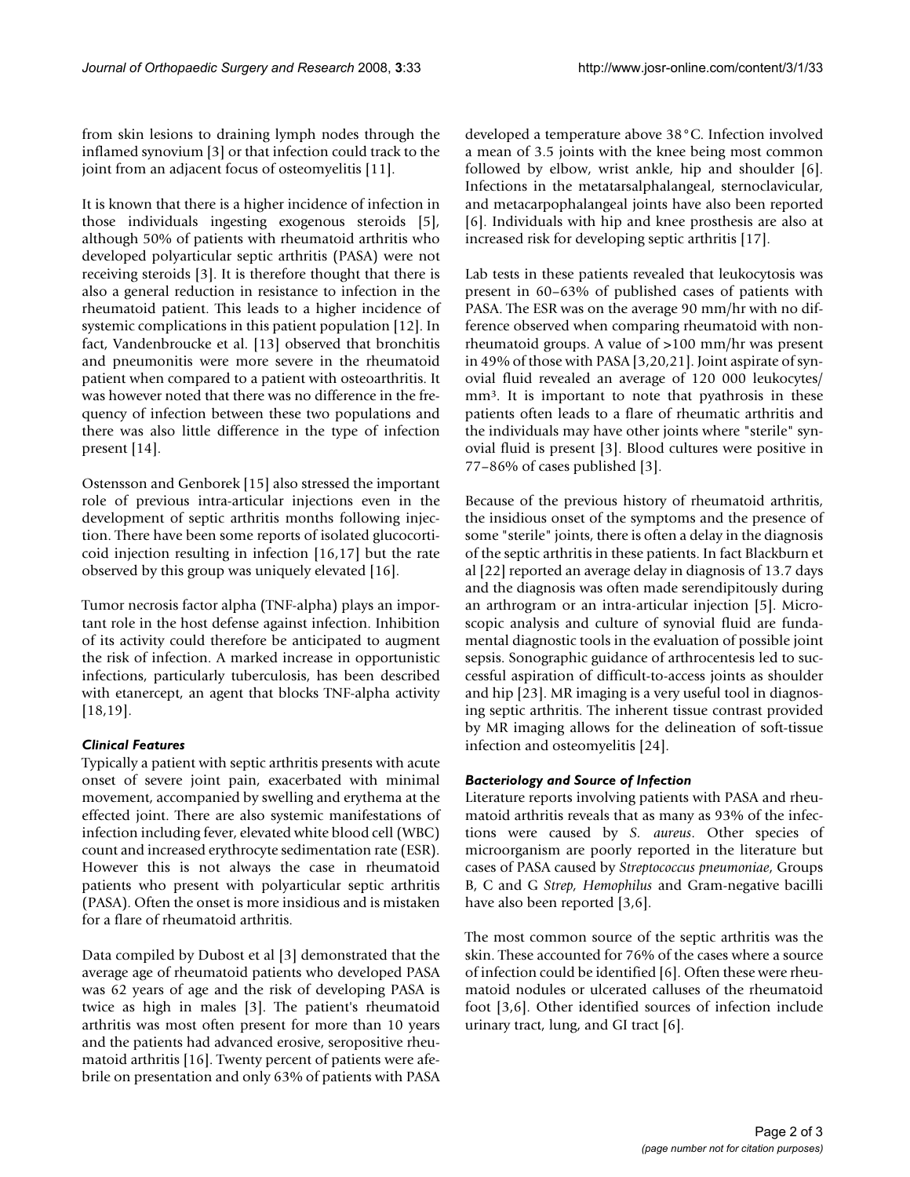from skin lesions to draining lymph nodes through the inflamed synovium [3] or that infection could track to the joint from an adjacent focus of osteomyelitis [11].

It is known that there is a higher incidence of infection in those individuals ingesting exogenous steroids [5], although 50% of patients with rheumatoid arthritis who developed polyarticular septic arthritis (PASA) were not receiving steroids [3]. It is therefore thought that there is also a general reduction in resistance to infection in the rheumatoid patient. This leads to a higher incidence of systemic complications in this patient population [12]. In fact, Vandenbroucke et al. [13] observed that bronchitis and pneumonitis were more severe in the rheumatoid patient when compared to a patient with osteoarthritis. It was however noted that there was no difference in the frequency of infection between these two populations and there was also little difference in the type of infection present [14].

Ostensson and Genborek [15] also stressed the important role of previous intra-articular injections even in the development of septic arthritis months following injection. There have been some reports of isolated glucocorticoid injection resulting in infection [16,17] but the rate observed by this group was uniquely elevated [16].

Tumor necrosis factor alpha (TNF-alpha) plays an important role in the host defense against infection. Inhibition of its activity could therefore be anticipated to augment the risk of infection. A marked increase in opportunistic infections, particularly tuberculosis, has been described with etanercept, an agent that blocks TNF-alpha activity [18,19].

### *Clinical Features*

Typically a patient with septic arthritis presents with acute onset of severe joint pain, exacerbated with minimal movement, accompanied by swelling and erythema at the effected joint. There are also systemic manifestations of infection including fever, elevated white blood cell (WBC) count and increased erythrocyte sedimentation rate (ESR). However this is not always the case in rheumatoid patients who present with polyarticular septic arthritis (PASA). Often the onset is more insidious and is mistaken for a flare of rheumatoid arthritis.

Data compiled by Dubost et al [3] demonstrated that the average age of rheumatoid patients who developed PASA was 62 years of age and the risk of developing PASA is twice as high in males [3]. The patient's rheumatoid arthritis was most often present for more than 10 years and the patients had advanced erosive, seropositive rheumatoid arthritis [16]. Twenty percent of patients were afebrile on presentation and only 63% of patients with PASA developed a temperature above 38°C. Infection involved a mean of 3.5 joints with the knee being most common followed by elbow, wrist ankle, hip and shoulder [6]. Infections in the metatarsalphalangeal, sternoclavicular, and metacarpophalangeal joints have also been reported [6]. Individuals with hip and knee prosthesis are also at increased risk for developing septic arthritis [17].

Lab tests in these patients revealed that leukocytosis was present in 60–63% of published cases of patients with PASA. The ESR was on the average 90 mm/hr with no difference observed when comparing rheumatoid with non-rheumatoid groups. A value of >100 mm/hr was present in 49% of those with PASA [3,20,21]. Joint aspirate of synovial fluid revealed an average of 120 000 leukocytes/$mm^3$. It is important to note that pyathrosis in these patients often leads to a flare of rheumatic arthritis and the individuals may have other joints where "sterile" synovial fluid is present [3]. Blood cultures were positive in 77–86% of cases published [3].

Because of the previous history of rheumatoid arthritis, the insidious onset of the symptoms and the presence of some "sterile" joints, there is often a delay in the diagnosis of the septic arthritis in these patients. In fact Blackburn et al [22] reported an average delay in diagnosis of 13.7 days and the diagnosis was often made serendipitously during an arthrogram or an intra-articular injection [5]. Microscopic analysis and culture of synovial fluid are fundamental diagnostic tools in the evaluation of possible joint sepsis. Sonographic guidance of arthrocentesis led to successful aspiration of difficult-to-access joints as shoulder and hip [23]. MR imaging is a very useful tool in diagnosing septic arthritis. The inherent tissue contrast provided by MR imaging allows for the delineation of soft-tissue infection and osteomyelitis [24].

### *Bacteriology and Source of Infection*

Literature reports involving patients with PASA and rheumatoid arthritis reveals that as many as 93% of the infections were caused by *S. aureus*. Other species of microorganism are poorly reported in the literature but cases of PASA caused by *Streptococcus pneumoniae*, Groups B, C and G *Strep*, *Hemophilus* and Gram-negative bacilli have also been reported [3,6].

The most common source of the septic arthritis was the skin. These accounted for 76% of the cases where a source of infection could be identified [6]. Often these were rheumatoid nodules or ulcerated calluses of the rheumatoid foot [3,6]. Other identified sources of infection include urinary tract, lung, and GI tract [6].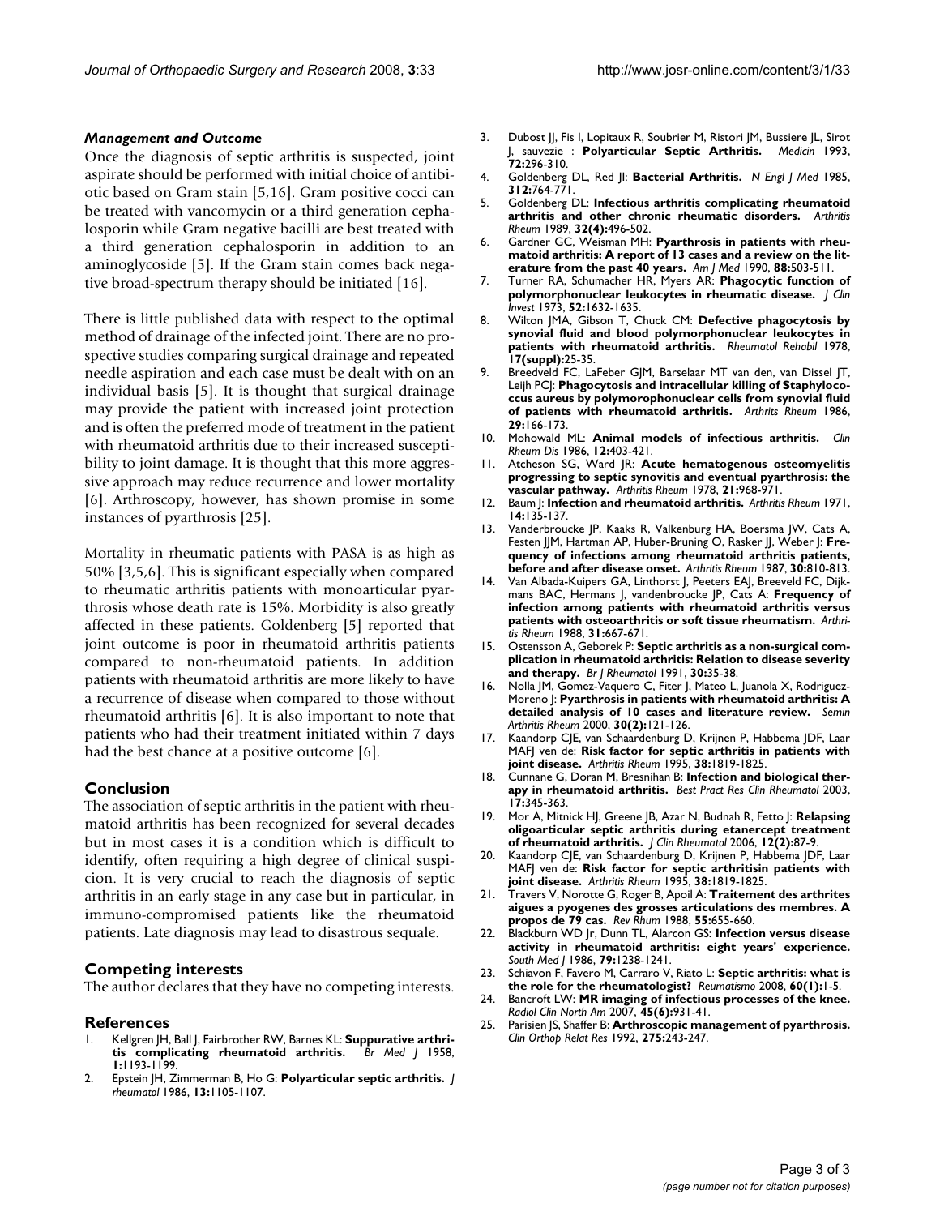### *Management and Outcome*

Once the diagnosis of septic arthritis is suspected, joint aspirate should be performed with initial choice of antibiotic based on Gram stain [5,16]. Gram positive cocci can be treated with vancomycin or a third generation cephalosporin while Gram negative bacilli are best treated with a third generation cephalosporin in addition to an aminoglycoside [5]. If the Gram stain comes back negative broad-spectrum therapy should be initiated [16].

There is little published data with respect to the optimal method of drainage of the infected joint. There are no prospective studies comparing surgical drainage and repeated needle aspiration and each case must be dealt with on an individual basis [5]. It is thought that surgical drainage may provide the patient with increased joint protection and is often the preferred mode of treatment in the patient with rheumatoid arthritis due to their increased susceptibility to joint damage. It is thought that this more aggressive approach may reduce recurrence and lower mortality [6]. Arthroscopy, however, has shown promise in some instances of pyarthrosis [25].

Mortality in rheumatic patients with PASA is as high as 50% [3,5,6]. This is significant especially when compared to rheumatic arthritis patients with monoarticular pyarthrosis whose death rate is 15%. Morbidity is also greatly affected in these patients. Goldenberg [5] reported that joint outcome is poor in rheumatoid arthritis patients compared to non-rheumatoid patients. In addition patients with rheumatoid arthritis are more likely to have a recurrence of disease when compared to those without rheumatoid arthritis [6]. It is also important to note that patients who had their treatment initiated within 7 days had the best chance at a positive outcome [6].

## Conclusion

The association of septic arthritis in the patient with rheumatoid arthritis has been recognized for several decades but in most cases it is a condition which is difficult to identify, often requiring a high degree of clinical suspicion. It is very crucial to reach the diagnosis of septic arthritis in an early stage in any case but in particular, in immuno-compromised patients like the rheumatoid patients. Late diagnosis may lead to disastrous sequale.

## Competing interests

The author declares that they have no competing interests.

## References

1. Kellgren JH, Ball J, Fairbrother RW, Barnes KL: **Suppurative arthritis complicating rheumatoid arthritis.** *Br Med J* 1958, **1:**1193-1199.
2. Epstein JH, Zimmerman B, Ho G: **Polyarticular septic arthritis.** *J rheumatol* 1986, **13:**1105-1107.
3. Dubost JJ, Fis I, Lopitaux R, Soubrier M, Ristori JM, Bussiere JL, Sirot J, sauvezie : **Polyarticular Septic Arthritis.** *Medicin* 1993, **72:**296-310.
4. Goldenberg DL, Red JI: **Bacterial Arthritis.** *N Engl J Med* 1985, **312:**764-771.
5. Goldenberg DL: **Infectious arthritis complicating rheumatoid arthritis and other chronic rheumatic disorders.** *Arthritis Rheum* 1989, **32(4):**496-502.
6. Gardner GC, Weisman MH: **Pyarthrosis in patients with rheumatoid arthritis: A report of 13 cases and a review on the literature from the past 40 years.** *Am J Med* 1990, **88:**503-511.
7. Turner RA, Schumacher HR, Myers AR: **Phagocytic function of polymorphonuclear leukocytes in rheumatic disease.** *J Clin Invest* 1973, **52:**1632-1635.
8. Wilton JMA, Gibson T, Chuck CM: **Defective phagocytosis by synovial fluid and blood polymorphonuclear leukocytes in patients with rheumatoid arthritis.** *Rheumatol Rehabil* 1978, **17(suppl):**25-35.
9. Breedveld FC, LaFeber GJM, Barselaar MT van den, van Dissel JT, Leijh PCJ: **Phagocytosis and intracellular killing of Staphylococcus aureus by polymorophonuclear cells from synovial fluid of patients with rheumatoid arthritis.** *Arthrits Rheum* 1986, **29:**166-173.
10. Mohowald ML: **Animal models of infectious arthritis.** *Clin Rheum Dis* 1986, **12:**403-421.
11. Atcheson SG, Ward JR: **Acute hematogenous osteomyelitis progressing to septic synovitis and eventual pyarthrosis: the vascular pathway.** *Arthritis Rheum* 1978, **21:**968-971.
12. Baum J: **Infection and rheumatoid arthritis.** *Arthritis Rheum* 1971, **14:**135-137.
13. Vanderbroucke JP, Kaaks R, Valkenburg HA, Boersma JW, Cats A, Festen JJM, Hartman AP, Huber-Bruning O, Rasker JJ, Weber J: **Frequency of infections among rheumatoid arthritis patients, before and after disease onset.** *Arthritis Rheum* 1987, **30:**810-813.
14. Van Albada-Kuipers GA, Linthorst J, Peeters EAJ, Breeveld FC, Dijkmans BAC, Hermans J, vandenbroucke JP, Cats A: **Frequency of infection among patients with rheumatoid arthritis versus patients with osteoarthritis or soft tissue rheumatism.** *Arthritis Rheum* 1988, **31:**667-671.
15. Ostensson A, Geborek P: **Septic arthritis as a non-surgical complication in rheumatoid arthritis: Relation to disease severity and therapy.** *Br J Rheumatol* 1991, **30:**35-38.
16. Nolla JM, Gomez-Vaquero C, Fiter J, Mateo L, Juanola X, Rodriguez-Moreno J: **Pyarthrosis in patients with rheumatoid arthritis: A detailed analysis of 10 cases and literature review.** *Semin Arthritis Rheum* 2000, **30(2):**121-126.
17. Kaandorp CJE, van Schaardenburg D, Krijnen P, Habbema JDF, Laar MAFJ ven de: **Risk factor for septic arthritis in patients with joint disease.** *Arthritis Rheum* 1995, **38:**1819-1825.
18. Cunnane G, Doran M, Bresnihan B: **Infection and biological therapy in rheumatoid arthritis.** *Best Pract Res Clin Rheumatol* 2003, **17:**345-363.
19. Mor A, Mitnick HJ, Greene JB, Azar N, Budnah R, Fetto J: **Relapsing oligoarticular septic arthritis during etanercept treatment of rheumatoid arthritis.** *J Clin Rheumatol* 2006, **12(2):**87-9.
20. Kaandorp CJE, van Schaardenburg D, Krijnen P, Habbema JDF, Laar MAFJ ven de: **Risk factor for septic arthritisin patients with joint disease.** *Arthritis Rheum* 1995, **38:**1819-1825.
21. Travers V, Norotte G, Roger B, Apoil A: **Traitement des arthrites aigues a pyogenes des grosses articulations des membres. A propos de 79 cas.** *Rev Rhum* 1988, **55:**655-660.
22. Blackburn WD Jr, Dunn TL, Alarcon GS: **Infection versus disease activity in rheumatoid arthritis: eight years' experience.** *South Med J* 1986, **79:**1238-1241.
23. Schiavon F, Favero M, Carraro V, Riato L: **Septic arthritis: what is the role for the rheumatologist?** *Reumatismo* 2008, **60(1):**1-5.
24. Bancroft LW: **MR imaging of infectious processes of the knee.** *Radiol Clin North Am* 2007, **45(6):**931-41.
25. Parisien JS, Shaffer B: **Arthroscopic management of pyarthrosis.** *Clin Orthop Relat Res* 1992, **275:**243-247.